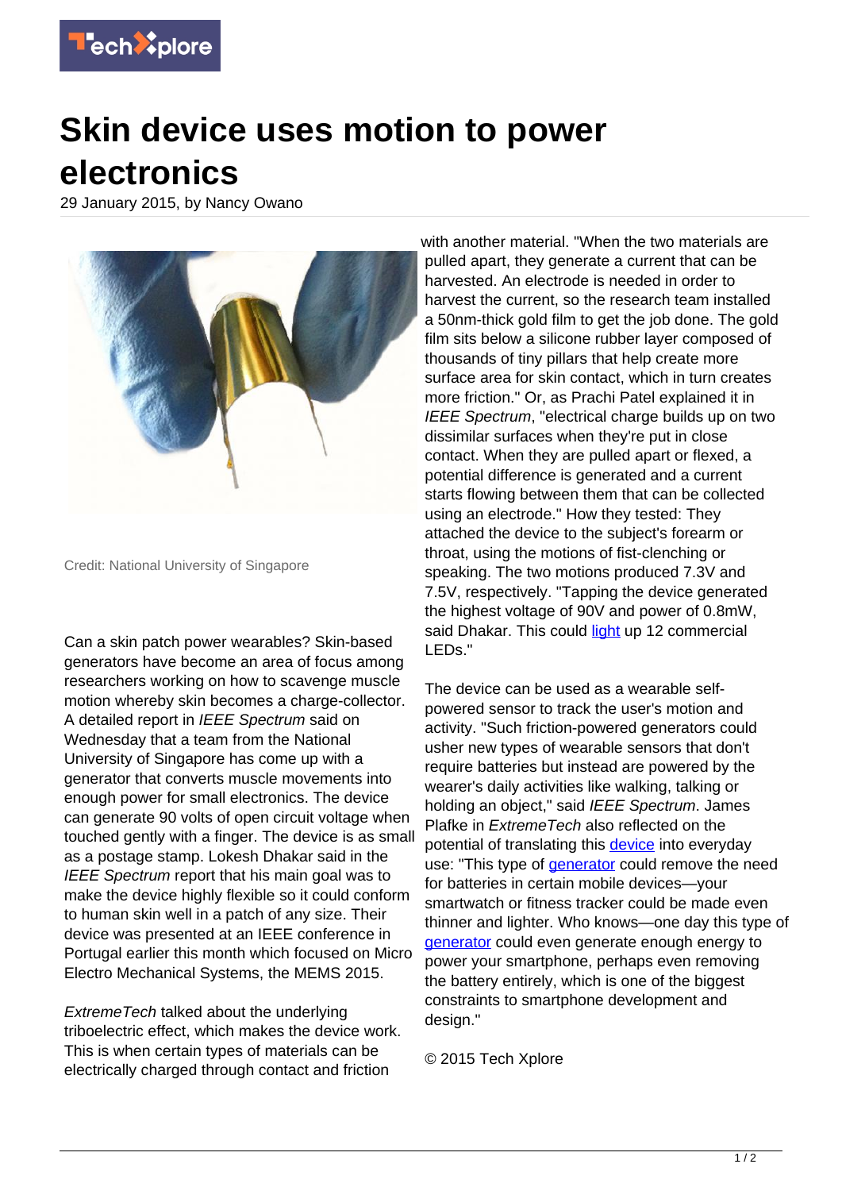# Skin device uses motion to power electronics

29 January 2015, by Nancy Owano

Credit: National University of Singapore

Can a skin patch power wearables? Skin-based generators have become an area of focus among researchers working on how to scavenge muscle motion whereby skin becomes a charge-collector. A detailed report in *IEEE Spectrum* said on Wednesday that a team from the National University of Singapore has come up with a generator that converts muscle movements into enough power for small electronics. The device can generate 90 volts of open circuit voltage when touched gently with a finger. The device is as small as a postage stamp. Lokesh Dhakar said in the *IEEE Spectrum* report that his main goal was to make the device highly flexible so it could conform to human skin well in a patch of any size. Their device was presented at an IEEE conference in Portugal earlier this month which focused on Micro Electro Mechanical Systems, the MEMS 2015.

*ExtremeTech* talked about the underlying triboelectric effect, which makes the device work. This is when certain types of materials can be electrically charged through contact and friction with another material. "When the two materials are pulled apart, they generate a current that can be harvested. An electrode is needed in order to harvest the current, so the research team installed a 50nm-thick gold film to get the job done. The gold film sits below a silicone rubber layer composed of thousands of tiny pillars that help create more surface area for skin contact, which in turn creates more friction." Or, as Prachi Patel explained it in *IEEE Spectrum*, "electrical charge builds up on two dissimilar surfaces when they're put in close contact. When they are pulled apart or flexed, a potential difference is generated and a current starts flowing between them that can be collected using an electrode." How they tested: They attached the device to the subject's forearm or throat, using the motions of fist-clenching or speaking. The two motions produced 7.3V and 7.5V, respectively. "Tapping the device generated the highest voltage of 90V and power of 0.8mW, said Dhakar. This could light up 12 commercial LEDs."

The device can be used as a wearable self-powered sensor to track the user's motion and activity. "Such friction-powered generators could usher new types of wearable sensors that don't require batteries but instead are powered by the wearer's daily activities like walking, talking or holding an object," said *IEEE Spectrum*. James Plafke in *ExtremeTech* also reflected on the potential of translating this device into everyday use: "This type of generator could remove the need for batteries in certain mobile devices—your smartwatch or fitness tracker could be made even thinner and lighter. Who knows—one day this type of generator could even generate enough energy to power your smartphone, perhaps even removing the battery entirely, which is one of the biggest constraints to smartphone development and design."

© 2015 Tech Xplore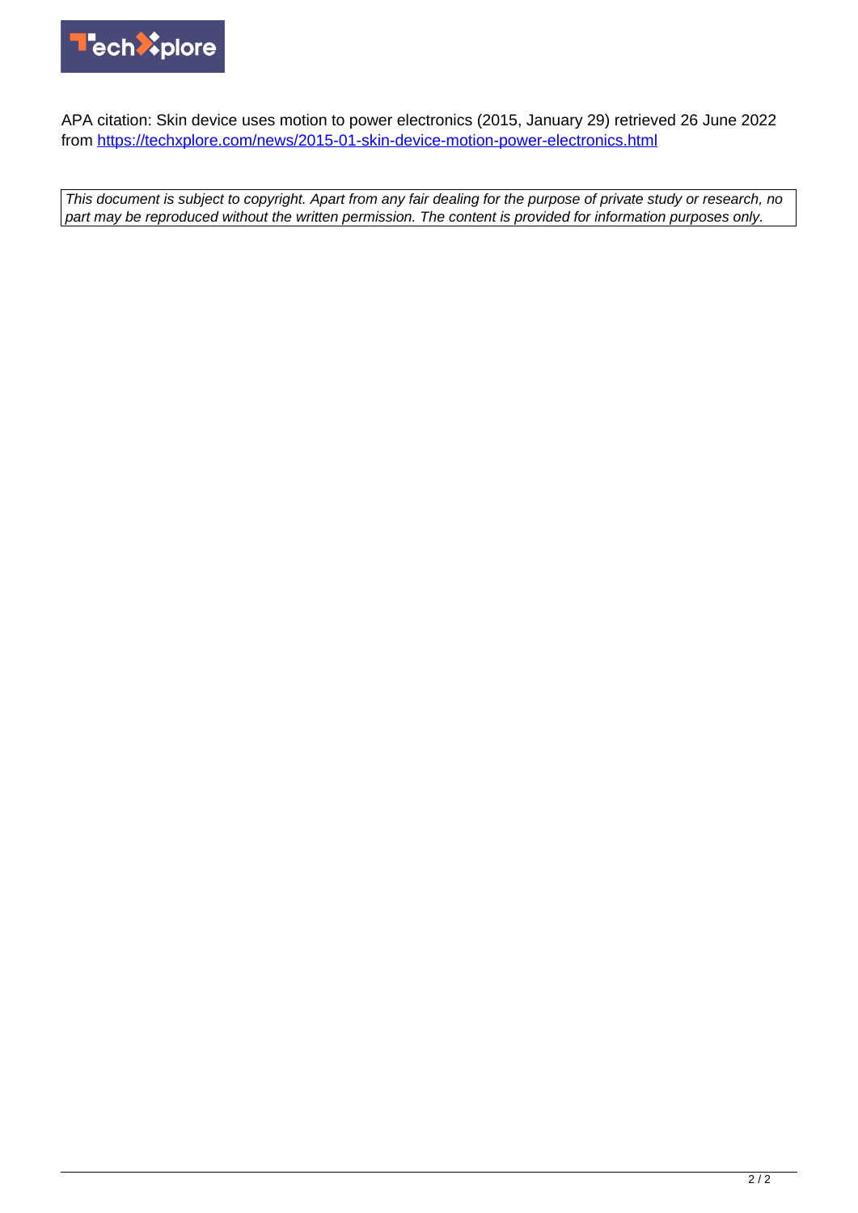APA citation: Skin device uses motion to power electronics (2015, January 29) retrieved 26 June 2022 from https://techxplore.com/news/2015-01-skin-device-motion-power-electronics.html

*This document is subject to copyright. Apart from any fair dealing for the purpose of private study or research, no part may be reproduced without the written permission. The content is provided for information purposes only.*